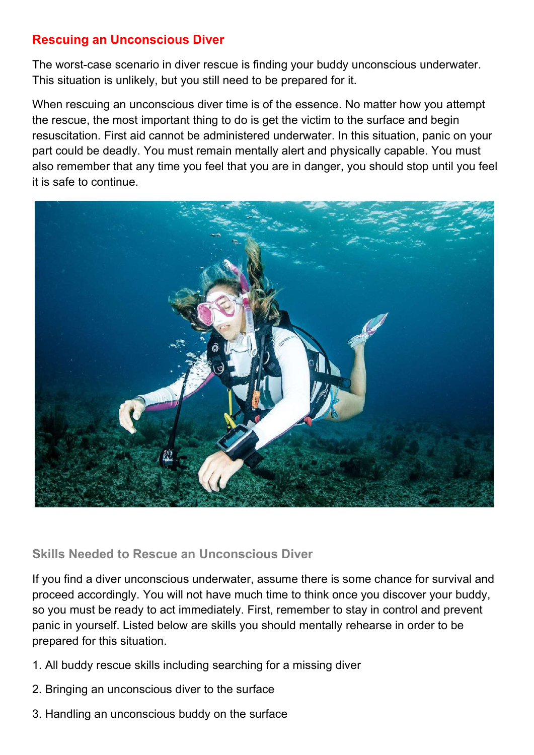## Rescuing an Unconscious Diver

The worst-case scenario in diver rescue is finding your buddy unconscious underwater. This situation is unlikely, but you still need to be prepared for it.

When rescuing an unconscious diver time is of the essence. No matter how you attempt the rescue, the most important thing to do is get the victim to the surface and begin resuscitation. First aid cannot be administered underwater. In this situation, panic on your part could be deadly. You must remain mentally alert and physically capable. You must also remember that any time you feel that you are in danger, you should stop until you feel it is safe to continue.

### Skills Needed to Rescue an Unconscious Diver

If you find a diver unconscious underwater, assume there is some chance for survival and proceed accordingly. You will not have much time to think once you discover your buddy, so you must be ready to act immediately. First, remember to stay in control and prevent panic in yourself. Listed below are skills you should mentally rehearse in order to be prepared for this situation.

1. All buddy rescue skills including searching for a missing diver
2. Bringing an unconscious diver to the surface
3. Handling an unconscious buddy on the surface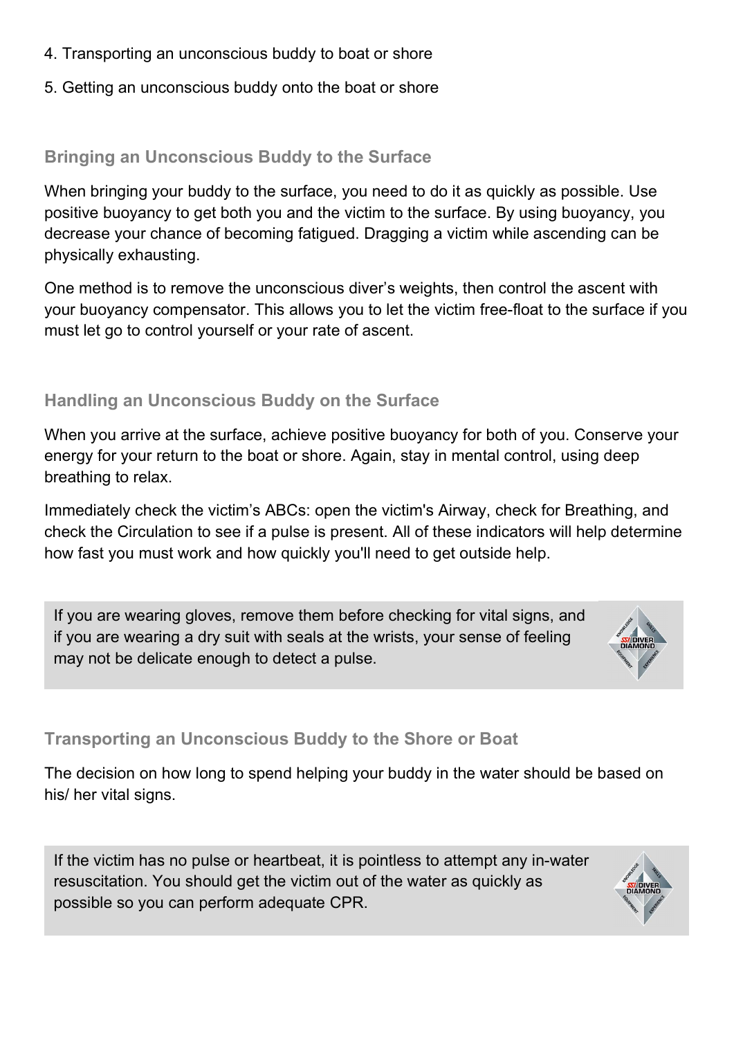4. Transporting an unconscious buddy to boat or shore
5. Getting an unconscious buddy onto the boat or shore

### Bringing an Unconscious Buddy to the Surface

When bringing your buddy to the surface, you need to do it as quickly as possible. Use positive buoyancy to get both you and the victim to the surface. By using buoyancy, you decrease your chance of becoming fatigued. Dragging a victim while ascending can be physically exhausting.

One method is to remove the unconscious diver's weights, then control the ascent with your buoyancy compensator. This allows you to let the victim free-float to the surface if you must let go to control yourself or your rate of ascent.

### Handling an Unconscious Buddy on the Surface

When you arrive at the surface, achieve positive buoyancy for both of you. Conserve your energy for your return to the boat or shore. Again, stay in mental control, using deep breathing to relax.

Immediately check the victim's ABCs: open the victim's Airway, check for Breathing, and check the Circulation to see if a pulse is present. All of these indicators will help determine how fast you must work and how quickly you'll need to get outside help.

> If you are wearing gloves, remove them before checking for vital signs, and if you are wearing a dry suit with seals at the wrists, your sense of feeling may not be delicate enough to detect a pulse.

### Transporting an Unconscious Buddy to the Shore or Boat

The decision on how long to spend helping your buddy in the water should be based on his/ her vital signs.

> If the victim has no pulse or heartbeat, it is pointless to attempt any in-water resuscitation. You should get the victim out of the water as quickly as possible so you can perform adequate CPR.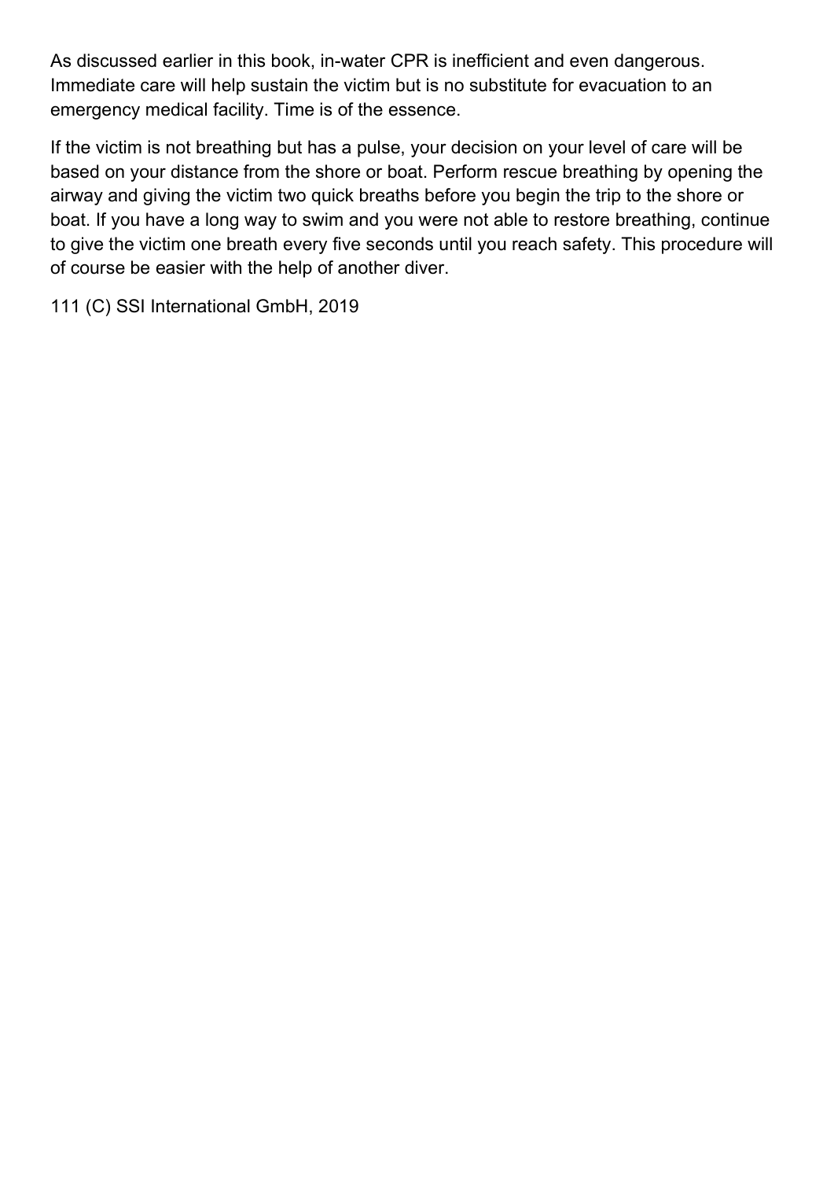As discussed earlier in this book, in-water CPR is inefficient and even dangerous. Immediate care will help sustain the victim but is no substitute for evacuation to an emergency medical facility. Time is of the essence.

If the victim is not breathing but has a pulse, your decision on your level of care will be based on your distance from the shore or boat. Perform rescue breathing by opening the airway and giving the victim two quick breaths before you begin the trip to the shore or boat. If you have a long way to swim and you were not able to restore breathing, continue to give the victim one breath every five seconds until you reach safety. This procedure will of course be easier with the help of another diver.